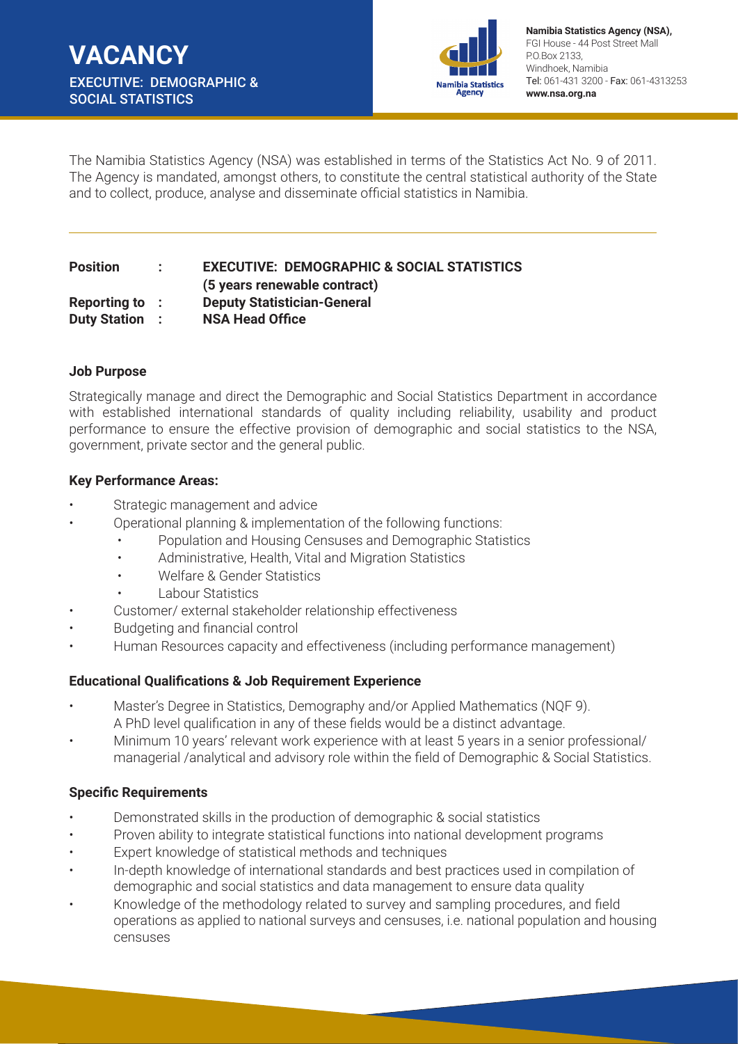# VACANCY

## EXECUTIVE: DEMOGRAPHIC & SOCIAL STATISTICS

**Namibia Statistics Agency (NSA),**
FGI House - 44 Post Street Mall
P.O.Box 2133,
Windhoek, Namibia
Tel: 061-431 3200 - Fax: 061-4313253
**www.nsa.org.na**

The Namibia Statistics Agency (NSA) was established in terms of the Statistics Act No. 9 of 2011. The Agency is mandated, amongst others, to constitute the central statistical authority of the State and to collect, produce, analyse and disseminate official statistics in Namibia.

---

**Position** : **EXECUTIVE: DEMOGRAPHIC & SOCIAL STATISTICS (5 years renewable contract)**
**Reporting to** : **Deputy Statistician-General**
**Duty Station** : **NSA Head Office**

**Job Purpose**

Strategically manage and direct the Demographic and Social Statistics Department in accordance with established international standards of quality including reliability, usability and product performance to ensure the effective provision of demographic and social statistics to the NSA, government, private sector and the general public.

**Key Performance Areas:**

- Strategic management and advice
- Operational planning & implementation of the following functions:
    - Population and Housing Censuses and Demographic Statistics
    - Administrative, Health, Vital and Migration Statistics
    - Welfare & Gender Statistics
    - Labour Statistics
- Customer/ external stakeholder relationship effectiveness
- Budgeting and financial control
- Human Resources capacity and effectiveness (including performance management)

**Educational Qualifications & Job Requirement Experience**

- Master's Degree in Statistics, Demography and/or Applied Mathematics (NQF 9). A PhD level qualification in any of these fields would be a distinct advantage.
- Minimum 10 years' relevant work experience with at least 5 years in a senior professional/ managerial /analytical and advisory role within the field of Demographic & Social Statistics.

**Specific Requirements**

- Demonstrated skills in the production of demographic & social statistics
- Proven ability to integrate statistical functions into national development programs
- Expert knowledge of statistical methods and techniques
- In-depth knowledge of international standards and best practices used in compilation of demographic and social statistics and data management to ensure data quality
- Knowledge of the methodology related to survey and sampling procedures, and field operations as applied to national surveys and censuses, i.e. national population and housing censuses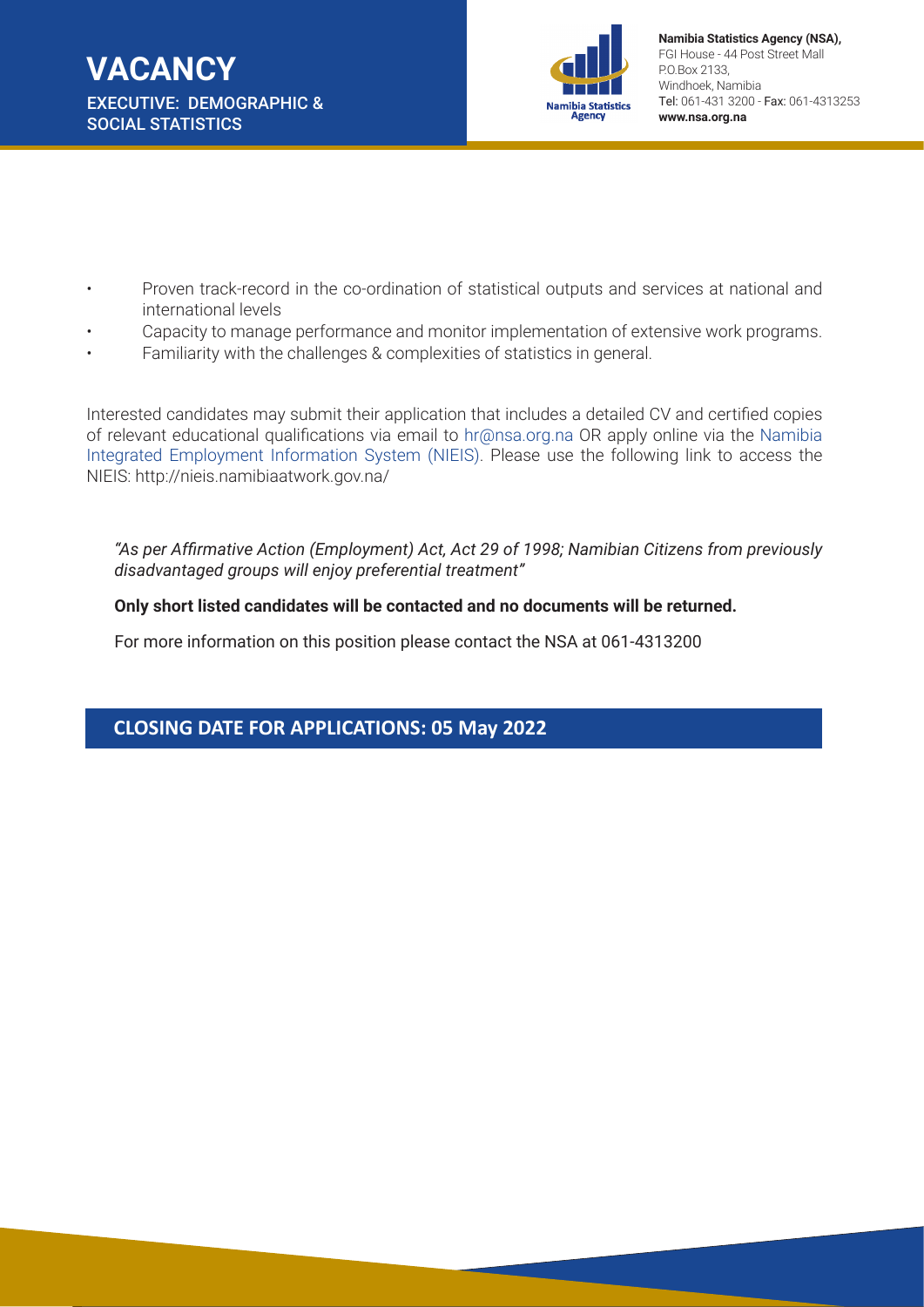# VACANCY

EXECUTIVE: DEMOGRAPHIC & SOCIAL STATISTICS

**Namibia Statistics Agency (NSA),**
FGI House - 44 Post Street Mall
P.O.Box 2133,
Windhoek, Namibia
Tel: 061-431 3200 - Fax: 061-4313253
**www.nsa.org.na**

- Proven track-record in the co-ordination of statistical outputs and services at national and international levels
- Capacity to manage performance and monitor implementation of extensive work programs.
- Familiarity with the challenges & complexities of statistics in general.

Interested candidates may submit their application that includes a detailed CV and certified copies of relevant educational qualifications via email to hr@nsa.org.na OR apply online via the Namibia Integrated Employment Information System (NIEIS). Please use the following link to access the NIEIS: http://nieis.namibiaatwork.gov.na/

*"As per Affirmative Action (Employment) Act, Act 29 of 1998; Namibian Citizens from previously disadvantaged groups will enjoy preferential treatment"*

**Only short listed candidates will be contacted and no documents will be returned.**

For more information on this position please contact the NSA at 061-4313200

**CLOSING DATE FOR APPLICATIONS: 05 May 2022**